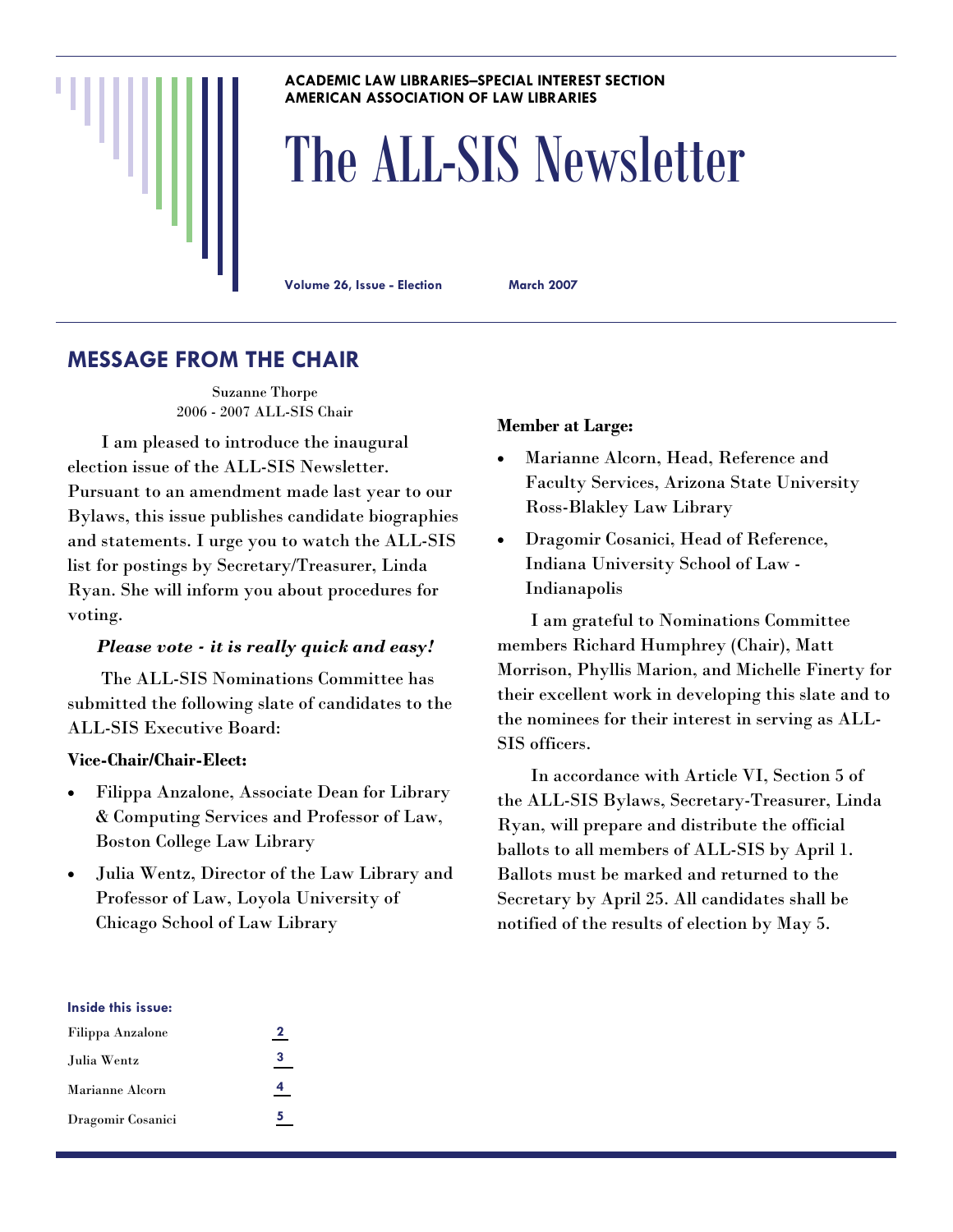ACADEMIC LAW LIBRARIES–SPECIAL INTEREST SECTION
AMERICAN ASSOCIATION OF LAW LIBRARIES

# The ALL-SIS Newsletter

Volume 26, Issue - Election    March 2007

## MESSAGE FROM THE CHAIR

Suzanne Thorpe
2006 - 2007 ALL-SIS Chair

I am pleased to introduce the inaugural election issue of the ALL-SIS Newsletter. Pursuant to an amendment made last year to our Bylaws, this issue publishes candidate biographies and statements. I urge you to watch the ALL-SIS list for postings by Secretary/Treasurer, Linda Ryan. She will inform you about procedures for voting.

***Please vote - it is really quick and easy!***

The ALL-SIS Nominations Committee has submitted the following slate of candidates to the ALL-SIS Executive Board:

**Vice-Chair/Chair-Elect:**

- Filippa Anzalone, Associate Dean for Library & Computing Services and Professor of Law, Boston College Law Library
- Julia Wentz, Director of the Law Library and Professor of Law, Loyola University of Chicago School of Law Library

**Member at Large:**

- Marianne Alcorn, Head, Reference and Faculty Services, Arizona State University Ross-Blakley Law Library
- Dragomir Cosanici, Head of Reference, Indiana University School of Law - Indianapolis

I am grateful to Nominations Committee members Richard Humphrey (Chair), Matt Morrison, Phyllis Marion, and Michelle Finerty for their excellent work in developing this slate and to the nominees for their interest in serving as ALL-SIS officers.

In accordance with Article VI, Section 5 of the ALL-SIS Bylaws, Secretary-Treasurer, Linda Ryan, will prepare and distribute the official ballots to all members of ALL-SIS by April 1. Ballots must be marked and returned to the Secretary by April 25. All candidates shall be notified of the results of election by May 5.

**Inside this issue:**

| | |
|---|---|
| Filippa Anzalone | 2 |
| Julia Wentz | 3 |
| Marianne Alcorn | 4 |
| Dragomir Cosanici | 5 |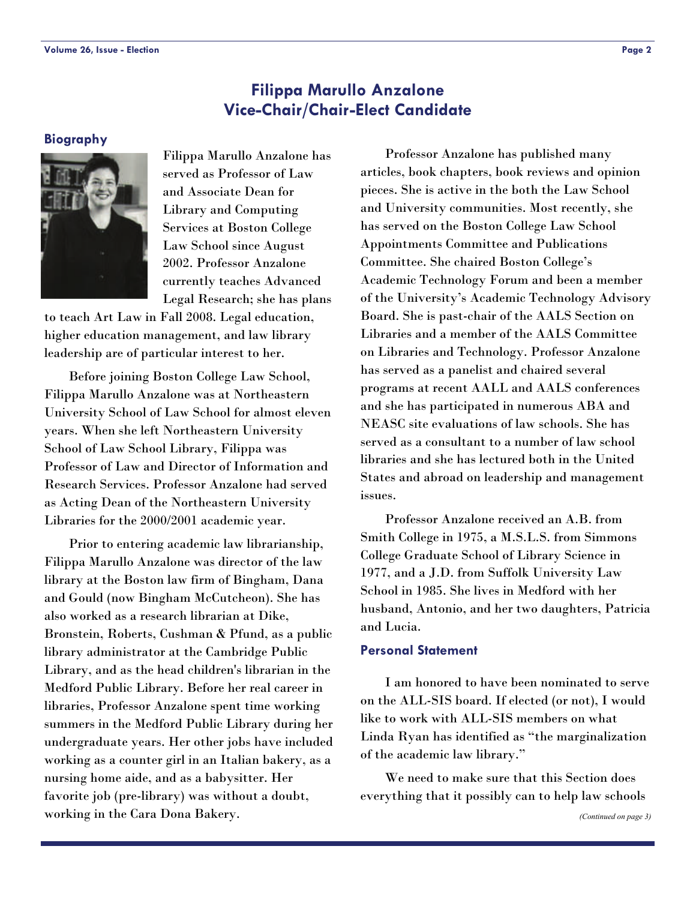# Filippa Marullo Anzalone
# Vice-Chair/Chair-Elect Candidate

## Biography

Filippa Marullo Anzalone has served as Professor of Law and Associate Dean for Library and Computing Services at Boston College Law School since August 2002. Professor Anzalone currently teaches Advanced Legal Research; she has plans to teach Art Law in Fall 2008. Legal education, higher education management, and law library leadership are of particular interest to her.

Before joining Boston College Law School, Filippa Marullo Anzalone was at Northeastern University School of Law School for almost eleven years. When she left Northeastern University School of Law School Library, Filippa was Professor of Law and Director of Information and Research Services. Professor Anzalone had served as Acting Dean of the Northeastern University Libraries for the 2000/2001 academic year.

Prior to entering academic law librarianship, Filippa Marullo Anzalone was director of the law library at the Boston law firm of Bingham, Dana and Gould (now Bingham McCutcheon). She has also worked as a research librarian at Dike, Bronstein, Roberts, Cushman & Pfund, as a public library administrator at the Cambridge Public Library, and as the head children's librarian in the Medford Public Library. Before her real career in libraries, Professor Anzalone spent time working summers in the Medford Public Library during her undergraduate years. Her other jobs have included working as a counter girl in an Italian bakery, as a nursing home aide, and as a babysitter. Her favorite job (pre-library) was without a doubt, working in the Cara Dona Bakery.

Professor Anzalone has published many articles, book chapters, book reviews and opinion pieces. She is active in the both the Law School and University communities. Most recently, she has served on the Boston College Law School Appointments Committee and Publications Committee. She chaired Boston College's Academic Technology Forum and been a member of the University's Academic Technology Advisory Board. She is past-chair of the AALS Section on Libraries and a member of the AALS Committee on Libraries and Technology. Professor Anzalone has served as a panelist and chaired several programs at recent AALL and AALS conferences and she has participated in numerous ABA and NEASC site evaluations of law schools. She has served as a consultant to a number of law school libraries and she has lectured both in the United States and abroad on leadership and management issues.

Professor Anzalone received an A.B. from Smith College in 1975, a M.S.L.S. from Simmons College Graduate School of Library Science in 1977, and a J.D. from Suffolk University Law School in 1985. She lives in Medford with her husband, Antonio, and her two daughters, Patricia and Lucia.

## Personal Statement

I am honored to have been nominated to serve on the ALL-SIS board. If elected (or not), I would like to work with ALL-SIS members on what Linda Ryan has identified as "the marginalization of the academic law library."

We need to make sure that this Section does everything that it possibly can to help law schools

*(Continued on page 3)*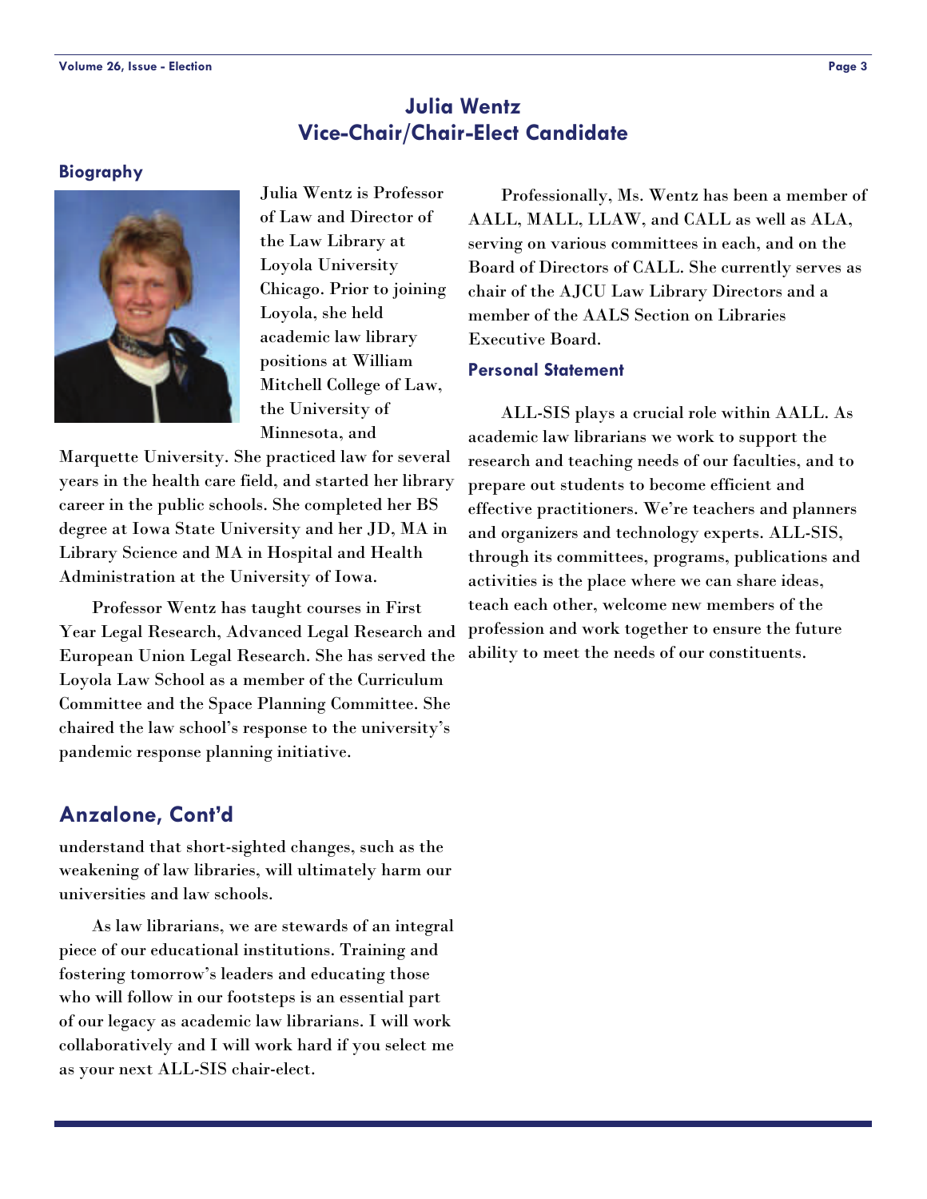# Julia Wentz
# Vice-Chair/Chair-Elect Candidate

### Biography

Julia Wentz is Professor of Law and Director of the Law Library at Loyola University Chicago. Prior to joining Loyola, she held academic law library positions at William Mitchell College of Law, the University of Minnesota, and Marquette University. She practiced law for several years in the health care field, and started her library career in the public schools. She completed her BS degree at Iowa State University and her JD, MA in Library Science and MA in Hospital and Health Administration at the University of Iowa.

Professor Wentz has taught courses in First Year Legal Research, Advanced Legal Research and European Union Legal Research. She has served the Loyola Law School as a member of the Curriculum Committee and the Space Planning Committee. She chaired the law school's response to the university's pandemic response planning initiative.

Professionally, Ms. Wentz has been a member of AALL, MALL, LLAW, and CALL as well as ALA, serving on various committees in each, and on the Board of Directors of CALL. She currently serves as chair of the AJCU Law Library Directors and a member of the AALS Section on Libraries Executive Board.

### Personal Statement

ALL-SIS plays a crucial role within AALL. As academic law librarians we work to support the research and teaching needs of our faculties, and to prepare out students to become efficient and effective practitioners. We're teachers and planners and organizers and technology experts. ALL-SIS, through its committees, programs, publications and activities is the place where we can share ideas, teach each other, welcome new members of the profession and work together to ensure the future ability to meet the needs of our constituents.

## Anzalone, Cont'd

understand that short-sighted changes, such as the weakening of law libraries, will ultimately harm our universities and law schools.

As law librarians, we are stewards of an integral piece of our educational institutions. Training and fostering tomorrow's leaders and educating those who will follow in our footsteps is an essential part of our legacy as academic law librarians. I will work collaboratively and I will work hard if you select me as your next ALL-SIS chair-elect.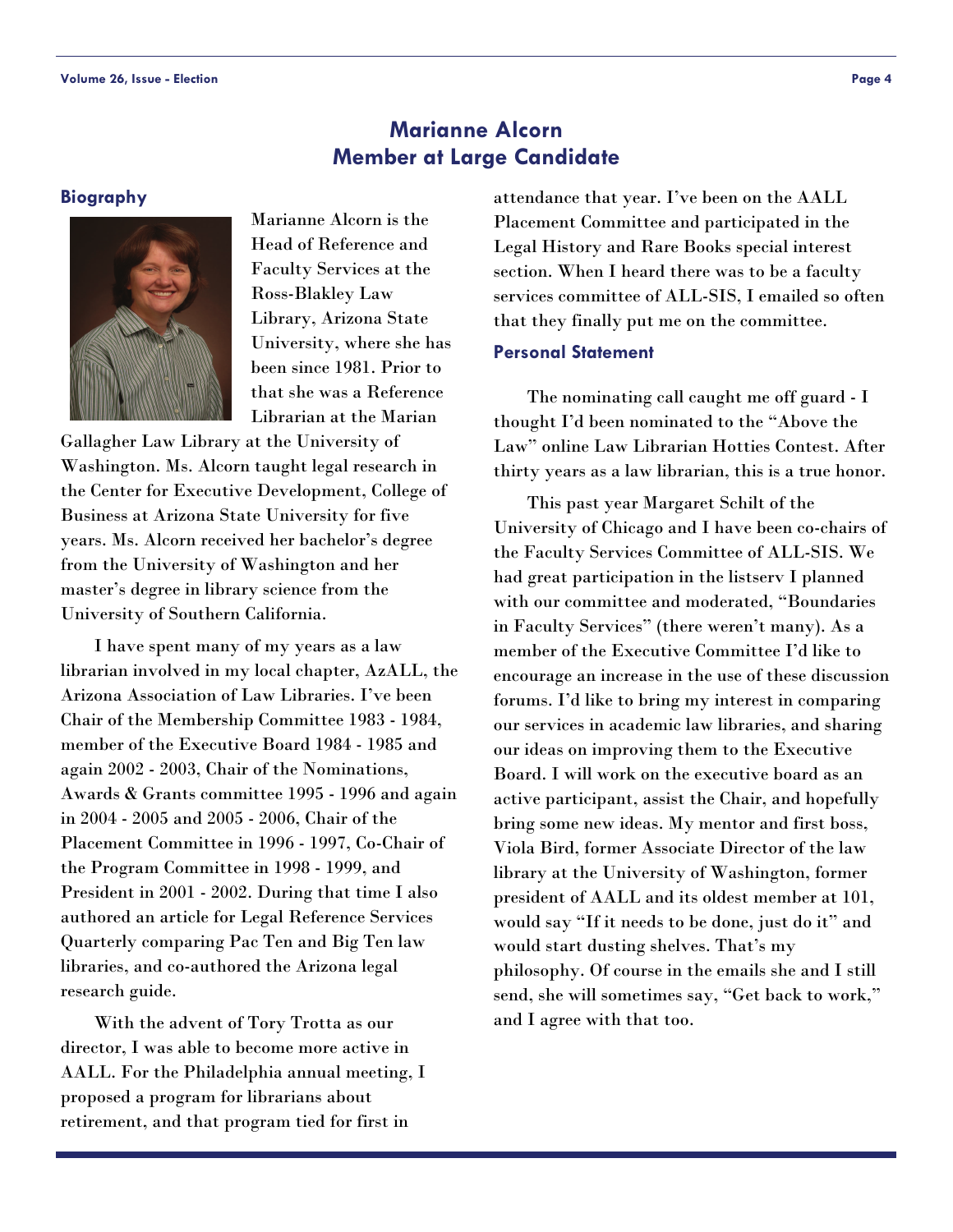# Marianne Alcorn
## Member at Large Candidate

### Biography

Marianne Alcorn is the Head of Reference and Faculty Services at the Ross-Blakley Law Library, Arizona State University, where she has been since 1981. Prior to that she was a Reference Librarian at the Marian Gallagher Law Library at the University of Washington. Ms. Alcorn taught legal research in the Center for Executive Development, College of Business at Arizona State University for five years. Ms. Alcorn received her bachelor's degree from the University of Washington and her master's degree in library science from the University of Southern California.

I have spent many of my years as a law librarian involved in my local chapter, AzALL, the Arizona Association of Law Libraries. I've been Chair of the Membership Committee 1983 - 1984, member of the Executive Board 1984 - 1985 and again 2002 - 2003, Chair of the Nominations, Awards & Grants committee 1995 - 1996 and again in 2004 - 2005 and 2005 - 2006, Chair of the Placement Committee in 1996 - 1997, Co-Chair of the Program Committee in 1998 - 1999, and President in 2001 - 2002. During that time I also authored an article for Legal Reference Services Quarterly comparing Pac Ten and Big Ten law libraries, and co-authored the Arizona legal research guide.

With the advent of Tory Trotta as our director, I was able to become more active in AALL. For the Philadelphia annual meeting, I proposed a program for librarians about retirement, and that program tied for first in attendance that year. I've been on the AALL Placement Committee and participated in the Legal History and Rare Books special interest section. When I heard there was to be a faculty services committee of ALL-SIS, I emailed so often that they finally put me on the committee.

### Personal Statement

The nominating call caught me off guard - I thought I'd been nominated to the "Above the Law" online Law Librarian Hotties Contest. After thirty years as a law librarian, this is a true honor.

This past year Margaret Schilt of the University of Chicago and I have been co-chairs of the Faculty Services Committee of ALL-SIS. We had great participation in the listserv I planned with our committee and moderated, "Boundaries in Faculty Services" (there weren't many). As a member of the Executive Committee I'd like to encourage an increase in the use of these discussion forums. I'd like to bring my interest in comparing our services in academic law libraries, and sharing our ideas on improving them to the Executive Board. I will work on the executive board as an active participant, assist the Chair, and hopefully bring some new ideas. My mentor and first boss, Viola Bird, former Associate Director of the law library at the University of Washington, former president of AALL and its oldest member at 101, would say "If it needs to be done, just do it" and would start dusting shelves. That's my philosophy. Of course in the emails she and I still send, she will sometimes say, "Get back to work," and I agree with that too.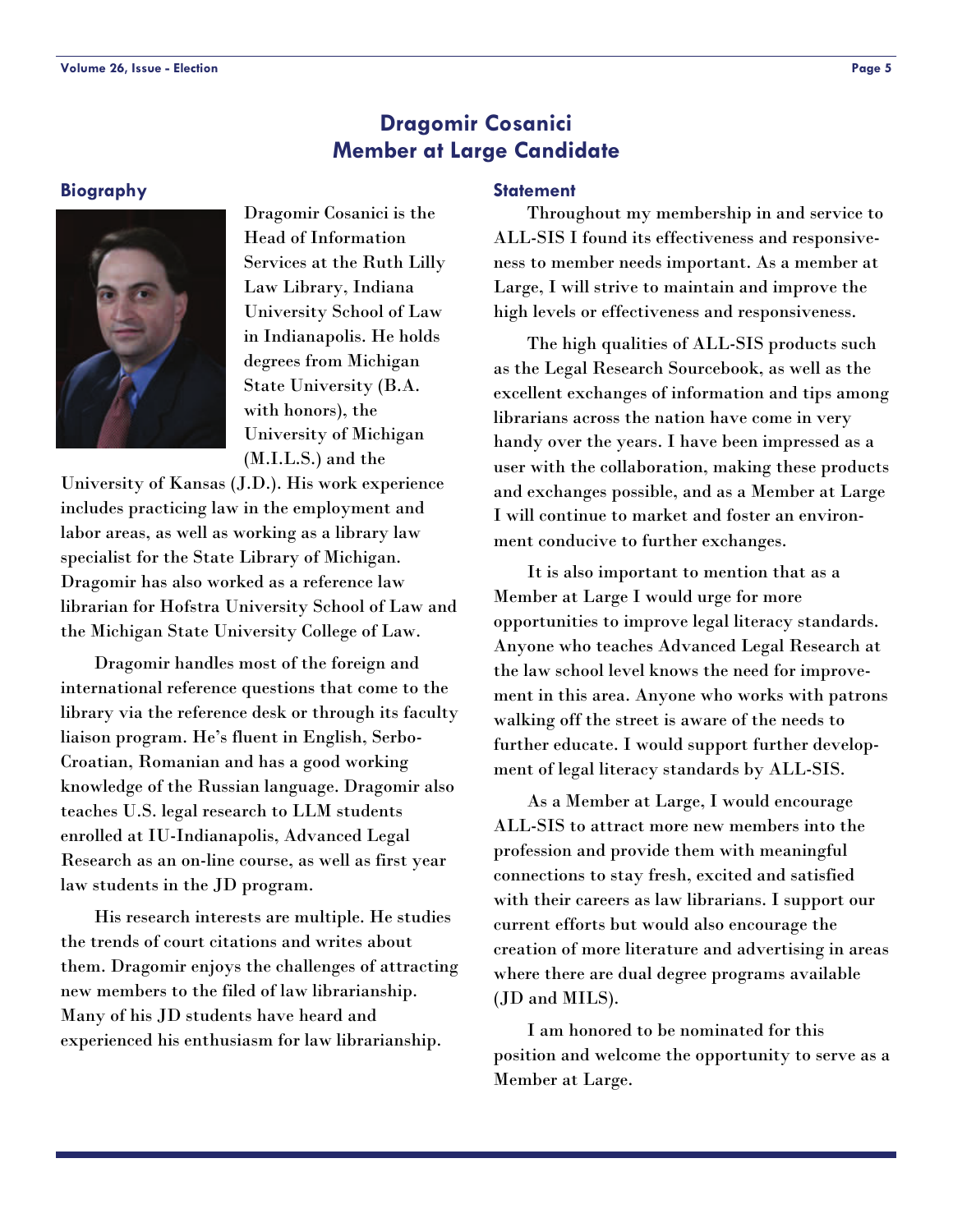# Dragomir Cosanici
## Member at Large Candidate

### Biography

Dragomir Cosanici is the Head of Information Services at the Ruth Lilly Law Library, Indiana University School of Law in Indianapolis. He holds degrees from Michigan State University (B.A. with honors), the University of Michigan (M.I.L.S.) and the University of Kansas (J.D.). His work experience includes practicing law in the employment and labor areas, as well as working as a library law specialist for the State Library of Michigan. Dragomir has also worked as a reference law librarian for Hofstra University School of Law and the Michigan State University College of Law.

Dragomir handles most of the foreign and international reference questions that come to the library via the reference desk or through its faculty liaison program. He's fluent in English, Serbo-Croatian, Romanian and has a good working knowledge of the Russian language. Dragomir also teaches U.S. legal research to LLM students enrolled at IU-Indianapolis, Advanced Legal Research as an on-line course, as well as first year law students in the JD program.

His research interests are multiple. He studies the trends of court citations and writes about them. Dragomir enjoys the challenges of attracting new members to the filed of law librarianship. Many of his JD students have heard and experienced his enthusiasm for law librarianship.

### Statement

Throughout my membership in and service to ALL-SIS I found its effectiveness and responsiveness to member needs important. As a member at Large, I will strive to maintain and improve the high levels or effectiveness and responsiveness.

The high qualities of ALL-SIS products such as the Legal Research Sourcebook, as well as the excellent exchanges of information and tips among librarians across the nation have come in very handy over the years. I have been impressed as a user with the collaboration, making these products and exchanges possible, and as a Member at Large I will continue to market and foster an environment conducive to further exchanges.

It is also important to mention that as a Member at Large I would urge for more opportunities to improve legal literacy standards. Anyone who teaches Advanced Legal Research at the law school level knows the need for improvement in this area. Anyone who works with patrons walking off the street is aware of the needs to further educate. I would support further development of legal literacy standards by ALL-SIS.

As a Member at Large, I would encourage ALL-SIS to attract more new members into the profession and provide them with meaningful connections to stay fresh, excited and satisfied with their careers as law librarians. I support our current efforts but would also encourage the creation of more literature and advertising in areas where there are dual degree programs available (JD and MILS).

I am honored to be nominated for this position and welcome the opportunity to serve as a Member at Large.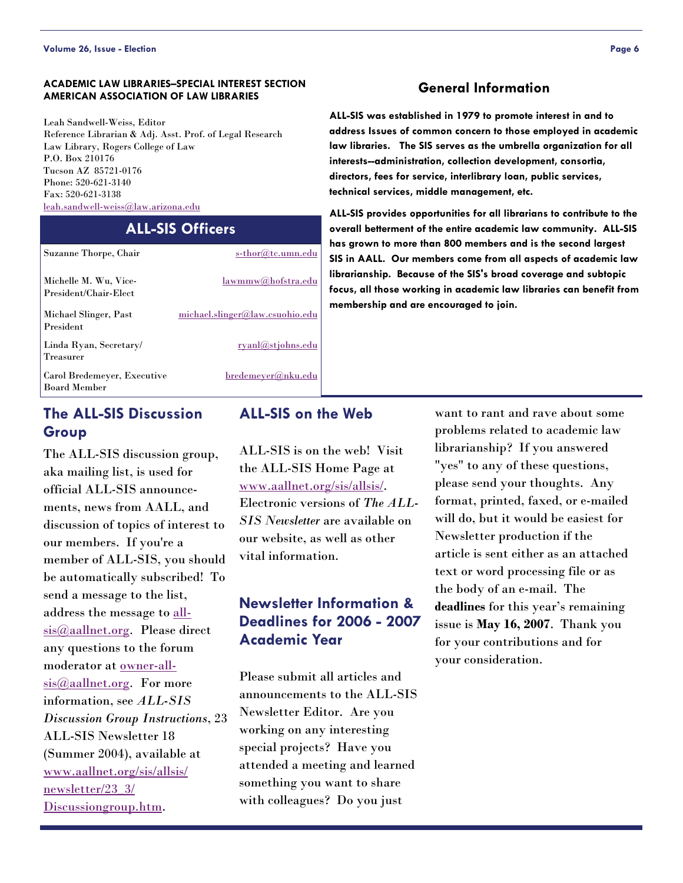**ACADEMIC LAW LIBRARIES–SPECIAL INTEREST SECTION**
**AMERICAN ASSOCIATION OF LAW LIBRARIES**

Leah Sandwell-Weiss, Editor
Reference Librarian & Adj. Asst. Prof. of Legal Research
Law Library, Rogers College of Law
P.O. Box 210176
Tucson AZ 85721-0176
Phone: 520-621-3140
Fax: 520-621-3138
leah.sandwell-weiss@law.arizona.edu

## ALL-SIS Officers

| | |
|---|---|
| Suzanne Thorpe, Chair | s-thor@tc.umn.edu |
| Michelle M. Wu, Vice-President/Chair-Elect | lawmmw@hofstra.edu |
| Michael Slinger, Past President | michael.slinger@law.csuohio.edu |
| Linda Ryan, Secretary/Treasurer | ryanl@stjohns.edu |
| Carol Bredemeyer, Executive Board Member | bredemeyer@nku.edu |

## General Information

**ALL-SIS was established in 1979 to promote interest in and to address Issues of common concern to those employed in academic law libraries. The SIS serves as the umbrella organization for all interests--administration, collection development, consortia, directors, fees for service, interlibrary loan, public services, technical services, middle management, etc.**

**ALL-SIS provides opportunities for all librarians to contribute to the overall betterment of the entire academic law community. ALL-SIS has grown to more than 800 members and is the second largest SIS in AALL. Our members come from all aspects of academic law librarianship. Because of the SIS's broad coverage and subtopic focus, all those working in academic law libraries can benefit from membership and are encouraged to join.**

## The ALL-SIS Discussion Group

The ALL-SIS discussion group, aka mailing list, is used for official ALL-SIS announcements, news from AALL, and discussion of topics of interest to our members. If you're a member of ALL-SIS, you should be automatically subscribed! To send a message to the list, address the message to all-sis@aallnet.org. Please direct any questions to the forum moderator at owner-all-sis@aallnet.org. For more information, see *ALL-SIS Discussion Group Instructions*, 23 ALL-SIS Newsletter 18 (Summer 2004), available at www.aallnet.org/sis/allsis/newsletter/23_3/Discussiongroup.htm.

## ALL-SIS on the Web

ALL-SIS is on the web! Visit the ALL-SIS Home Page at www.aallnet.org/sis/allsis/. Electronic versions of *The ALL-SIS Newsletter* are available on our website, as well as other vital information.

## Newsletter Information & Deadlines for 2006 - 2007 Academic Year

Please submit all articles and announcements to the ALL-SIS Newsletter Editor. Are you working on any interesting special projects? Have you attended a meeting and learned something you want to share with colleagues? Do you just want to rant and rave about some problems related to academic law librarianship? If you answered "yes" to any of these questions, please send your thoughts. Any format, printed, faxed, or e-mailed will do, but it would be easiest for Newsletter production if the article is sent either as an attached text or word processing file or as the body of an e-mail. The **deadlines** for this year's remaining issue is **May 16, 2007**. Thank you for your contributions and for your consideration.